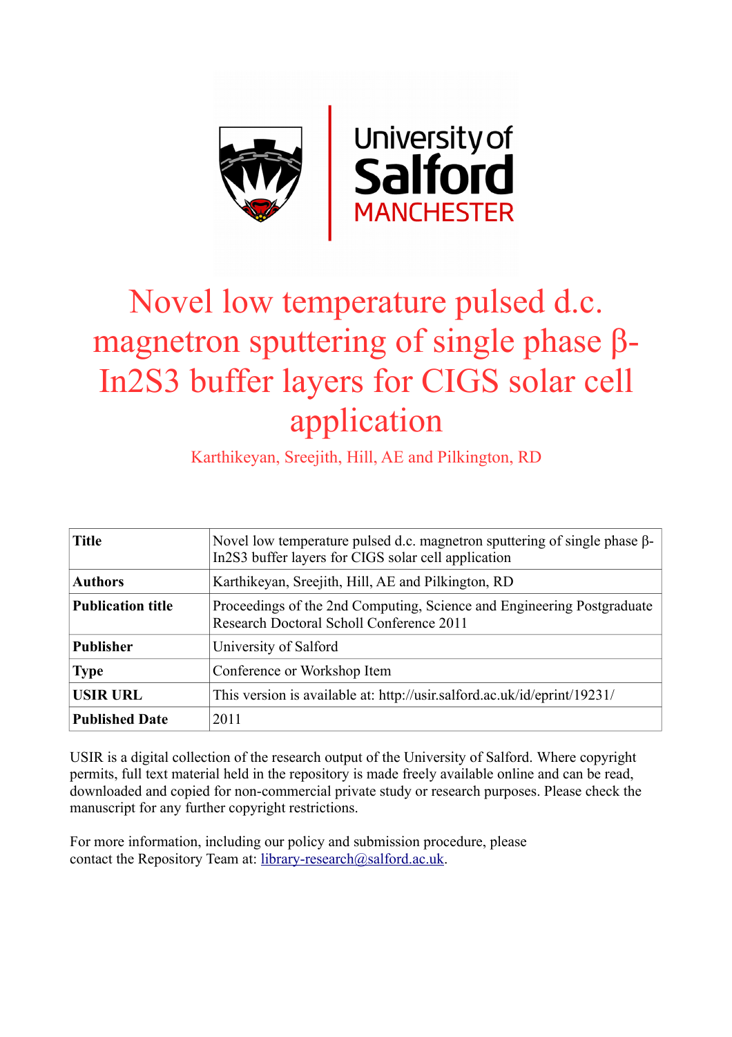# Novel low temperature pulsed d.c. magnetron sputtering of single phase β-In2S3 buffer layers for CIGS solar cell application

Karthikeyan, Sreejith, Hill, AE and Pilkington, RD

| **Title** | Novel low temperature pulsed d.c. magnetron sputtering of single phase β-In2S3 buffer layers for CIGS solar cell application |
|---|---|
| **Authors** | Karthikeyan, Sreejith, Hill, AE and Pilkington, RD |
| **Publication title** | Proceedings of the 2nd Computing, Science and Engineering Postgraduate Research Doctoral Scholl Conference 2011 |
| **Publisher** | University of Salford |
| **Type** | Conference or Workshop Item |
| **USIR URL** | This version is available at: http://usir.salford.ac.uk/id/eprint/19231/ |
| **Published Date** | 2011 |

USIR is a digital collection of the research output of the University of Salford. Where copyright permits, full text material held in the repository is made freely available online and can be read, downloaded and copied for non-commercial private study or research purposes. Please check the manuscript for any further copyright restrictions.

For more information, including our policy and submission procedure, please contact the Repository Team at: library-research@salford.ac.uk.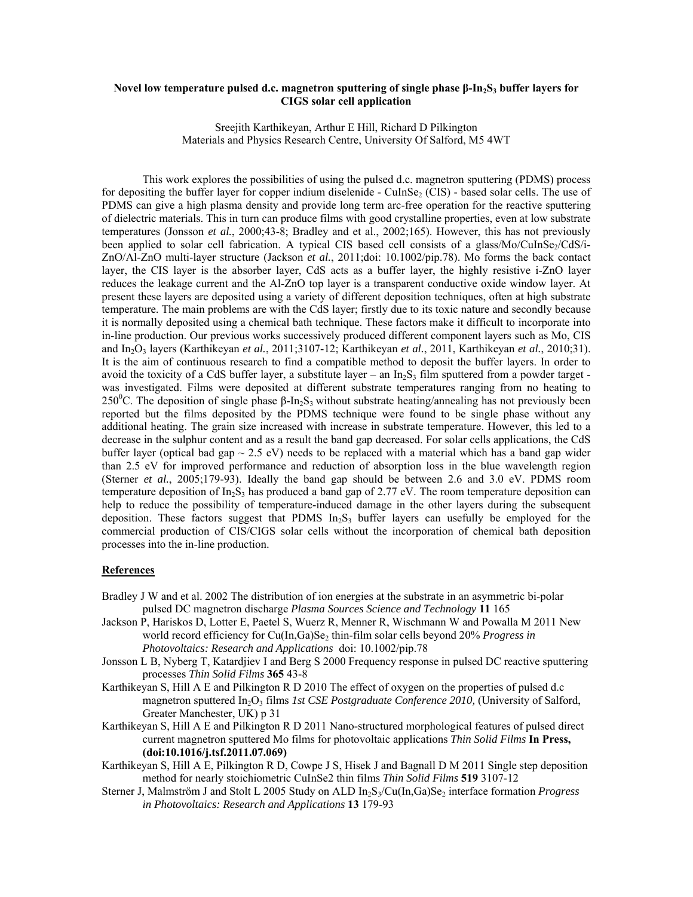**Novel low temperature pulsed d.c. magnetron sputtering of single phase β-$In_2S_3$ buffer layers for CIGS solar cell application**

Sreejith Karthikeyan, Arthur E Hill, Richard D Pilkington
Materials and Physics Research Centre, University Of Salford, M5 4WT

This work explores the possibilities of using the pulsed d.c. magnetron sputtering (PDMS) process for depositing the buffer layer for copper indium diselenide - $CuInSe_2$ (CIS) - based solar cells. The use of PDMS can give a high plasma density and provide long term arc-free operation for the reactive sputtering of dielectric materials. This in turn can produce films with good crystalline properties, even at low substrate temperatures (Jonsson *et al.*, 2000;43-8; Bradley and et al., 2002;165). However, this has not previously been applied to solar cell fabrication. A typical CIS based cell consists of a glass/Mo/$CuInSe_2$/CdS/i-ZnO/Al-ZnO multi-layer structure (Jackson *et al.*, 2011;doi: 10.1002/pip.78). Mo forms the back contact layer, the CIS layer is the absorber layer, CdS acts as a buffer layer, the highly resistive i-ZnO layer reduces the leakage current and the Al-ZnO top layer is a transparent conductive oxide window layer. At present these layers are deposited using a variety of different deposition techniques, often at high substrate temperature. The main problems are with the CdS layer; firstly due to its toxic nature and secondly because it is normally deposited using a chemical bath technique. These factors make it difficult to incorporate into in-line production. Our previous works successively produced different component layers such as Mo, CIS and $In_2O_3$ layers (Karthikeyan *et al.*, 2011;3107-12; Karthikeyan *et al.*, 2011, Karthikeyan *et al.*, 2010;31). It is the aim of continuous research to find a compatible method to deposit the buffer layers. In order to avoid the toxicity of a CdS buffer layer, a substitute layer – an $In_2S_3$ film sputtered from a powder target - was investigated. Films were deposited at different substrate temperatures ranging from no heating to $250^0$C. The deposition of single phase β-$In_2S_3$ without substrate heating/annealing has not previously been reported but the films deposited by the PDMS technique were found to be single phase without any additional heating. The grain size increased with increase in substrate temperature. However, this led to a decrease in the sulphur content and as a result the band gap decreased. For solar cells applications, the CdS buffer layer (optical bad gap ~ 2.5 eV) needs to be replaced with a material which has a band gap wider than 2.5 eV for improved performance and reduction of absorption loss in the blue wavelength region (Sterner *et al.*, 2005;179-93). Ideally the band gap should be between 2.6 and 3.0 eV. PDMS room temperature deposition of $In_2S_3$ has produced a band gap of 2.77 eV. The room temperature deposition can help to reduce the possibility of temperature-induced damage in the other layers during the subsequent deposition. These factors suggest that PDMS $In_2S_3$ buffer layers can usefully be employed for the commercial production of CIS/CIGS solar cells without the incorporation of chemical bath deposition processes into the in-line production.

## References

Bradley J W and et al. 2002 The distribution of ion energies at the substrate in an asymmetric bi-polar pulsed DC magnetron discharge *Plasma Sources Science and Technology* **11** 165

Jackson P, Hariskos D, Lotter E, Paetel S, Wuerz R, Menner R, Wischmann W and Powalla M 2011 New world record efficiency for Cu(In,Ga)$Se_2$ thin-film solar cells beyond 20% *Progress in Photovoltaics: Research and Applications* doi: 10.1002/pip.78

Jonsson L B, Nyberg T, Katardjiev I and Berg S 2000 Frequency response in pulsed DC reactive sputtering processes *Thin Solid Films* **365** 43-8

Karthikeyan S, Hill A E and Pilkington R D 2010 The effect of oxygen on the properties of pulsed d.c magnetron sputtered $In_2O_3$ films *1st CSE Postgraduate Conference 2010,* (University of Salford, Greater Manchester, UK) p 31

Karthikeyan S, Hill A E and Pilkington R D 2011 Nano-structured morphological features of pulsed direct current magnetron sputtered Mo films for photovoltaic applications *Thin Solid Films* **In Press, (doi:10.1016/j.tsf.2011.07.069)**

Karthikeyan S, Hill A E, Pilkington R D, Cowpe J S, Hisek J and Bagnall D M 2011 Single step deposition method for nearly stoichiometric CuInSe2 thin films *Thin Solid Films* **519** 3107-12

Sterner J, Malmström J and Stolt L 2005 Study on ALD $In_2S_3$/Cu(In,Ga)$Se_2$ interface formation *Progress in Photovoltaics: Research and Applications* **13** 179-93